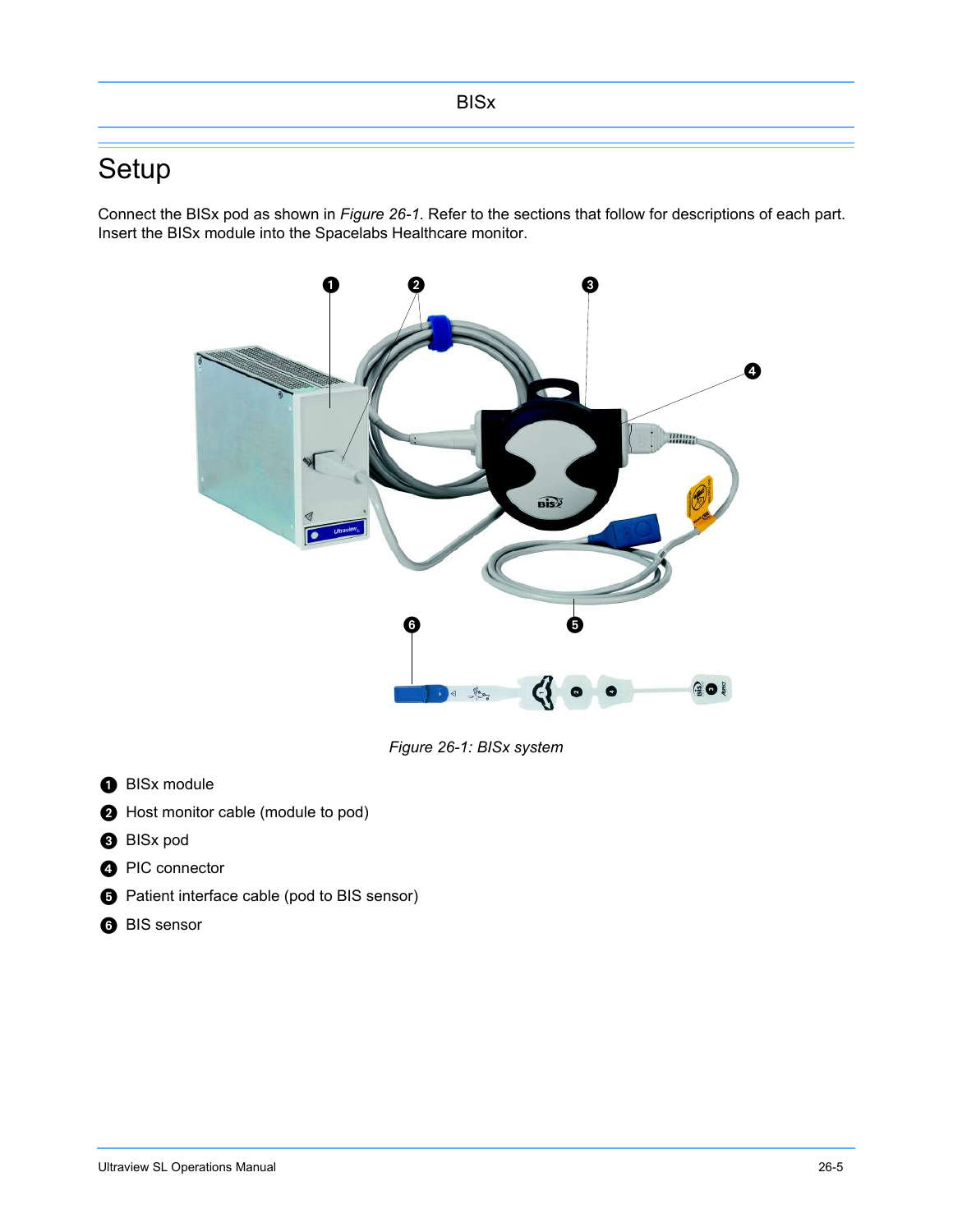# Setup

Connect the BISx pod as shown in *Figure 26-1*. Refer to the sections that follow for descriptions of each part. Insert the BISx module into the Spacelabs Healthcare monitor.

*Figure 26-1: BISx system*

1. BISx module
2. Host monitor cable (module to pod)
3. BISx pod
4. PIC connector
5. Patient interface cable (pod to BIS sensor)
6. BIS sensor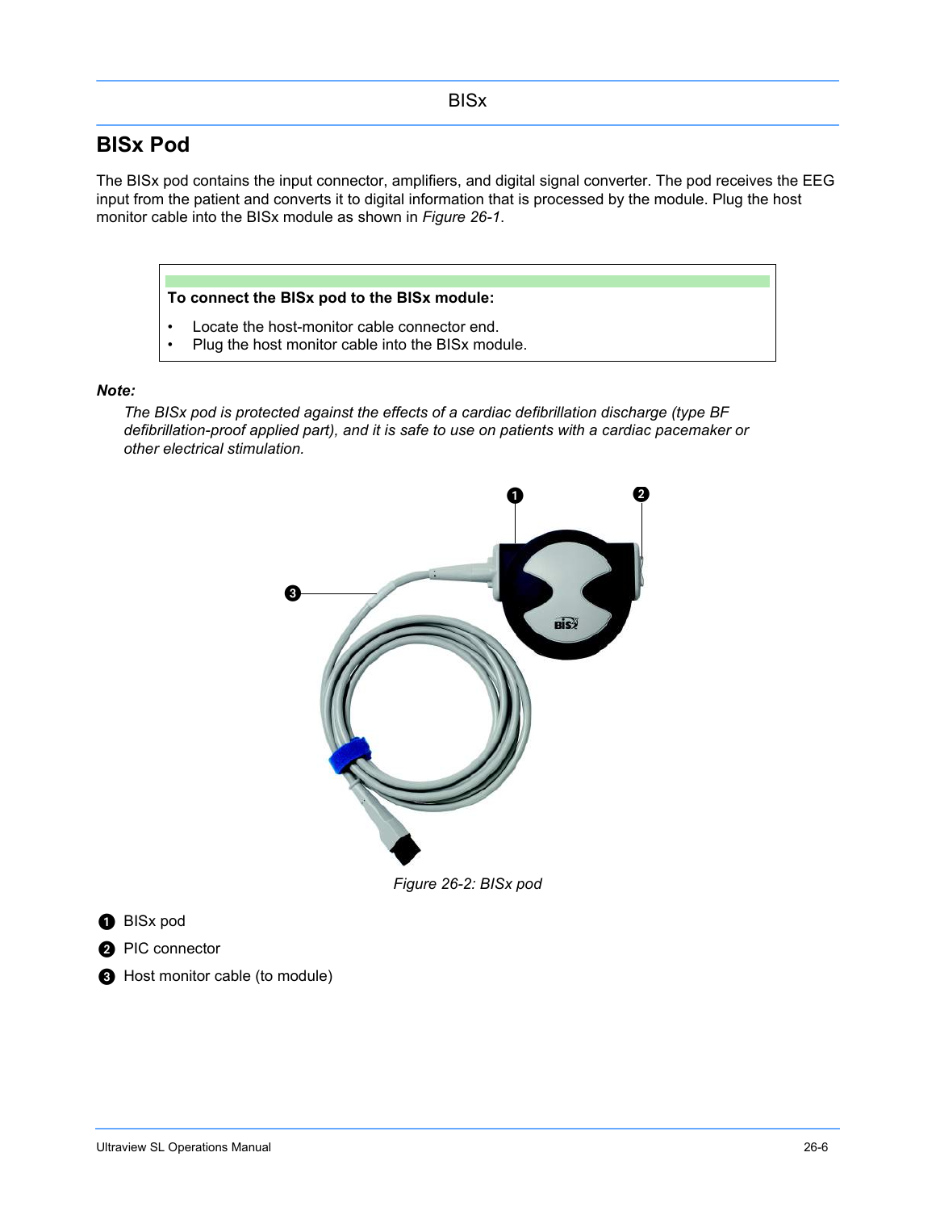## BISx Pod

The BISx pod contains the input connector, amplifiers, and digital signal converter. The pod receives the EEG input from the patient and converts it to digital information that is processed by the module. Plug the host monitor cable into the BISx module as shown in *Figure 26-1*.

**To connect the BISx pod to the BISx module:**

- Locate the host-monitor cable connector end.
- Plug the host monitor cable into the BISx module.

***Note:***

*The BISx pod is protected against the effects of a cardiac defibrillation discharge (type BF defibrillation-proof applied part), and it is safe to use on patients with a cardiac pacemaker or other electrical stimulation.*

*Figure 26-2: BISx pod*

1. BISx pod
2. PIC connector
3. Host monitor cable (to module)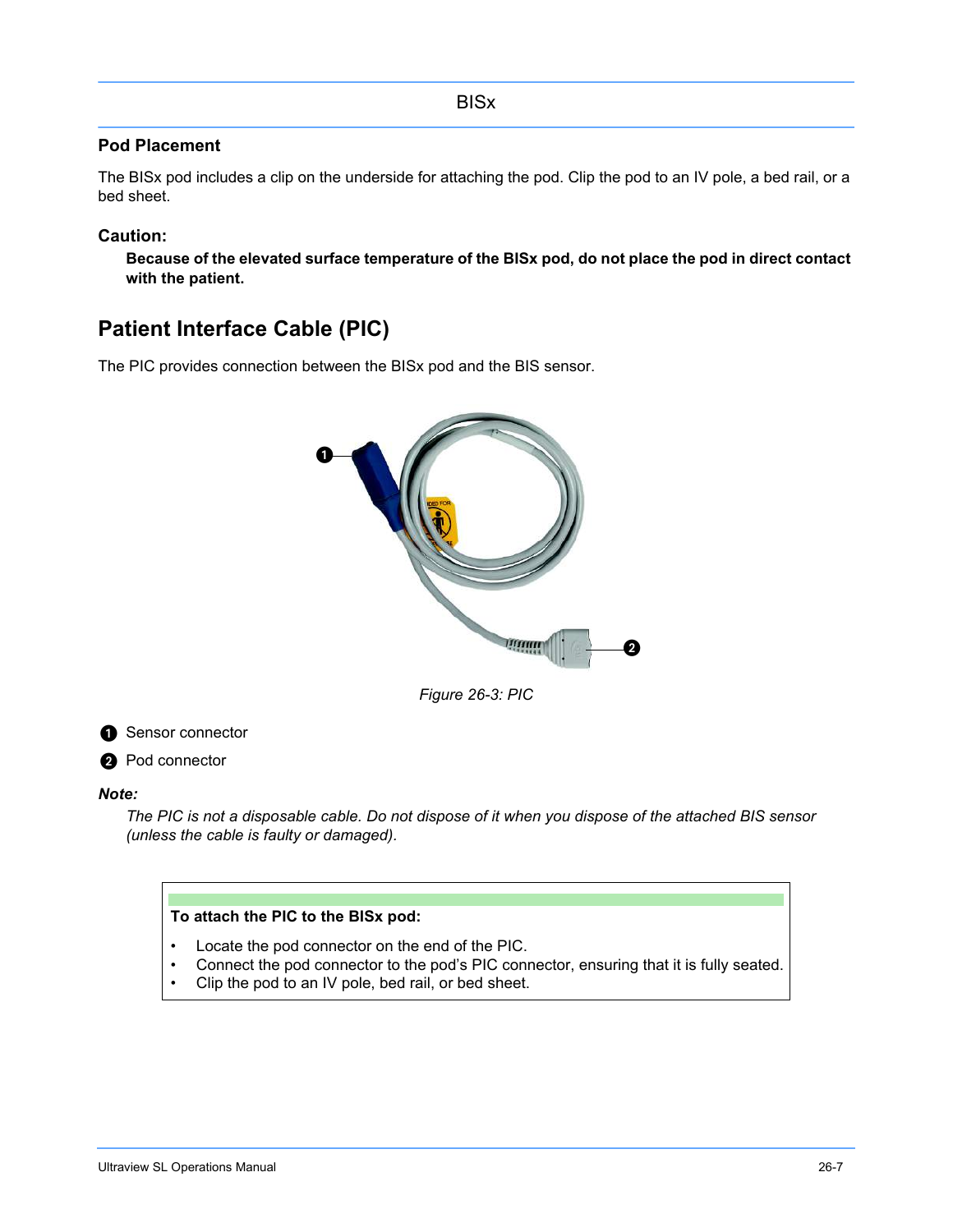## Pod Placement

The BISx pod includes a clip on the underside for attaching the pod. Clip the pod to an IV pole, a bed rail, or a bed sheet.

### Caution:

**Because of the elevated surface temperature of the BISx pod, do not place the pod in direct contact with the patient.**

# Patient Interface Cable (PIC)

The PIC provides connection between the BISx pod and the BIS sensor.

*Figure 26-3: PIC*

1. Sensor connector
2. Pod connector

***Note:***

*The PIC is not a disposable cable. Do not dispose of it when you dispose of the attached BIS sensor (unless the cable is faulty or damaged).*

**To attach the PIC to the BISx pod:**

- Locate the pod connector on the end of the PIC.
- Connect the pod connector to the pod's PIC connector, ensuring that it is fully seated.
- Clip the pod to an IV pole, bed rail, or bed sheet.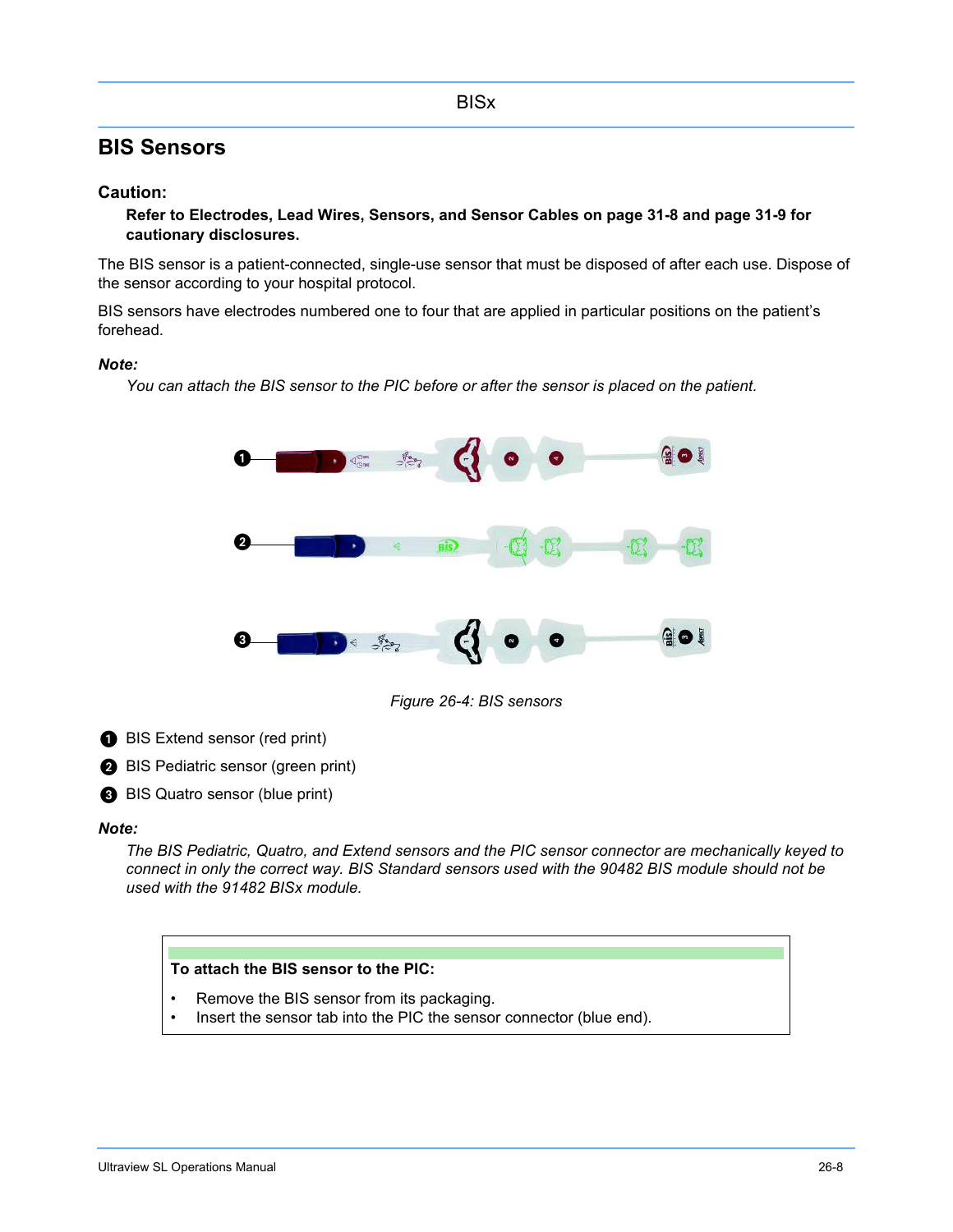## BIS Sensors

**Caution:**

**Refer to Electrodes, Lead Wires, Sensors, and Sensor Cables on page 31-8 and page 31-9 for cautionary disclosures.**

The BIS sensor is a patient-connected, single-use sensor that must be disposed of after each use. Dispose of the sensor according to your hospital protocol.

BIS sensors have electrodes numbered one to four that are applied in particular positions on the patient's forehead.

***Note:***

*You can attach the BIS sensor to the PIC before or after the sensor is placed on the patient.*

*Figure 26-4: BIS sensors*

1. BIS Extend sensor (red print)
2. BIS Pediatric sensor (green print)
3. BIS Quatro sensor (blue print)

***Note:***

*The BIS Pediatric, Quatro, and Extend sensors and the PIC sensor connector are mechanically keyed to connect in only the correct way. BIS Standard sensors used with the 90482 BIS module should not be used with the 91482 BISx module.*

**To attach the BIS sensor to the PIC:**

- Remove the BIS sensor from its packaging.
- Insert the sensor tab into the PIC the sensor connector (blue end).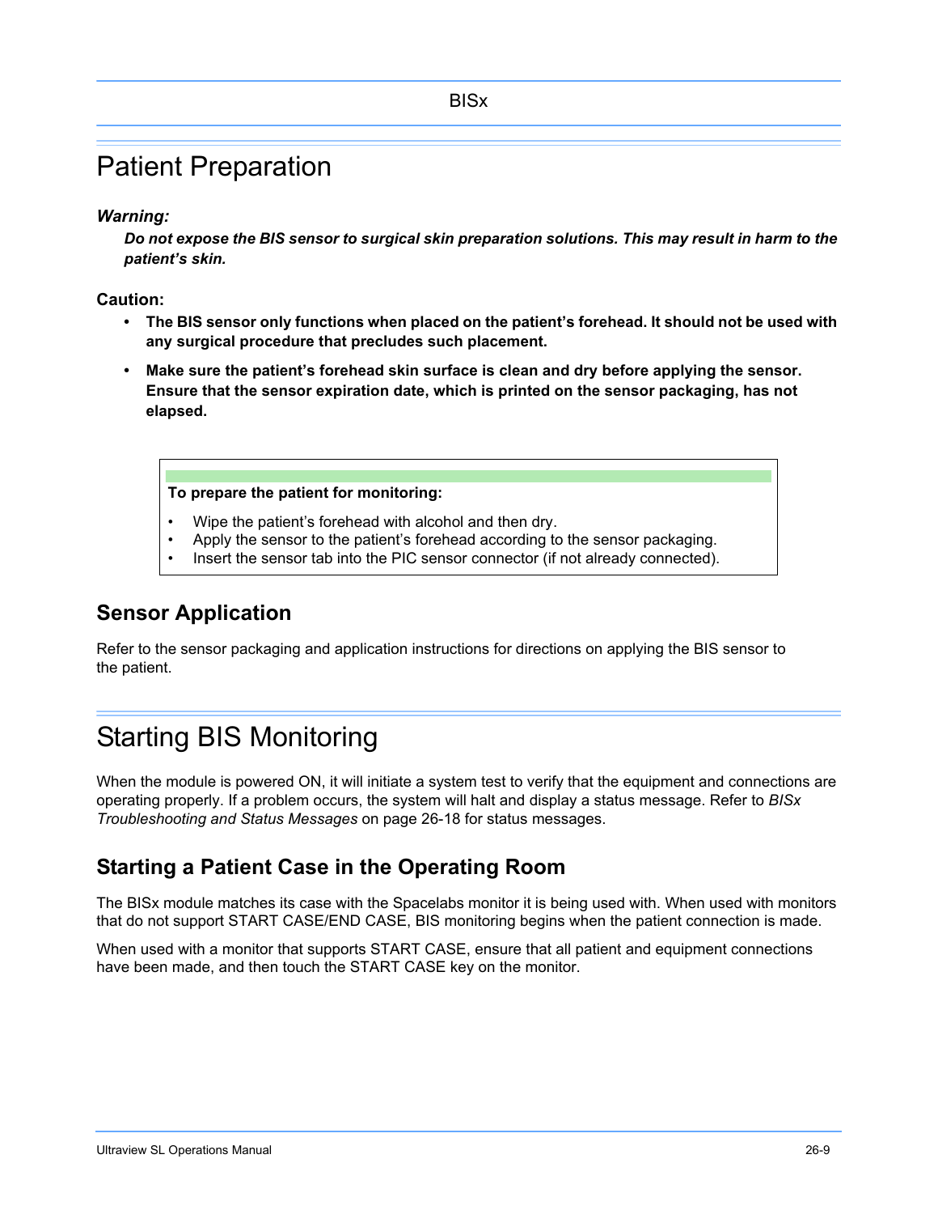# Patient Preparation

***Warning:***

***Do not expose the BIS sensor to surgical skin preparation solutions. This may result in harm to the patient's skin.***

**Caution:**

- **The BIS sensor only functions when placed on the patient's forehead. It should not be used with any surgical procedure that precludes such placement.**
- **Make sure the patient's forehead skin surface is clean and dry before applying the sensor. Ensure that the sensor expiration date, which is printed on the sensor packaging, has not elapsed.**

**To prepare the patient for monitoring:**

- Wipe the patient's forehead with alcohol and then dry.
- Apply the sensor to the patient's forehead according to the sensor packaging.
- Insert the sensor tab into the PIC sensor connector (if not already connected).

## Sensor Application

Refer to the sensor packaging and application instructions for directions on applying the BIS sensor to the patient.

# Starting BIS Monitoring

When the module is powered ON, it will initiate a system test to verify that the equipment and connections are operating properly. If a problem occurs, the system will halt and display a status message. Refer to *BISx Troubleshooting and Status Messages* on page 26-18 for status messages.

## Starting a Patient Case in the Operating Room

The BISx module matches its case with the Spacelabs monitor it is being used with. When used with monitors that do not support START CASE/END CASE, BIS monitoring begins when the patient connection is made.

When used with a monitor that supports START CASE, ensure that all patient and equipment connections have been made, and then touch the START CASE key on the monitor.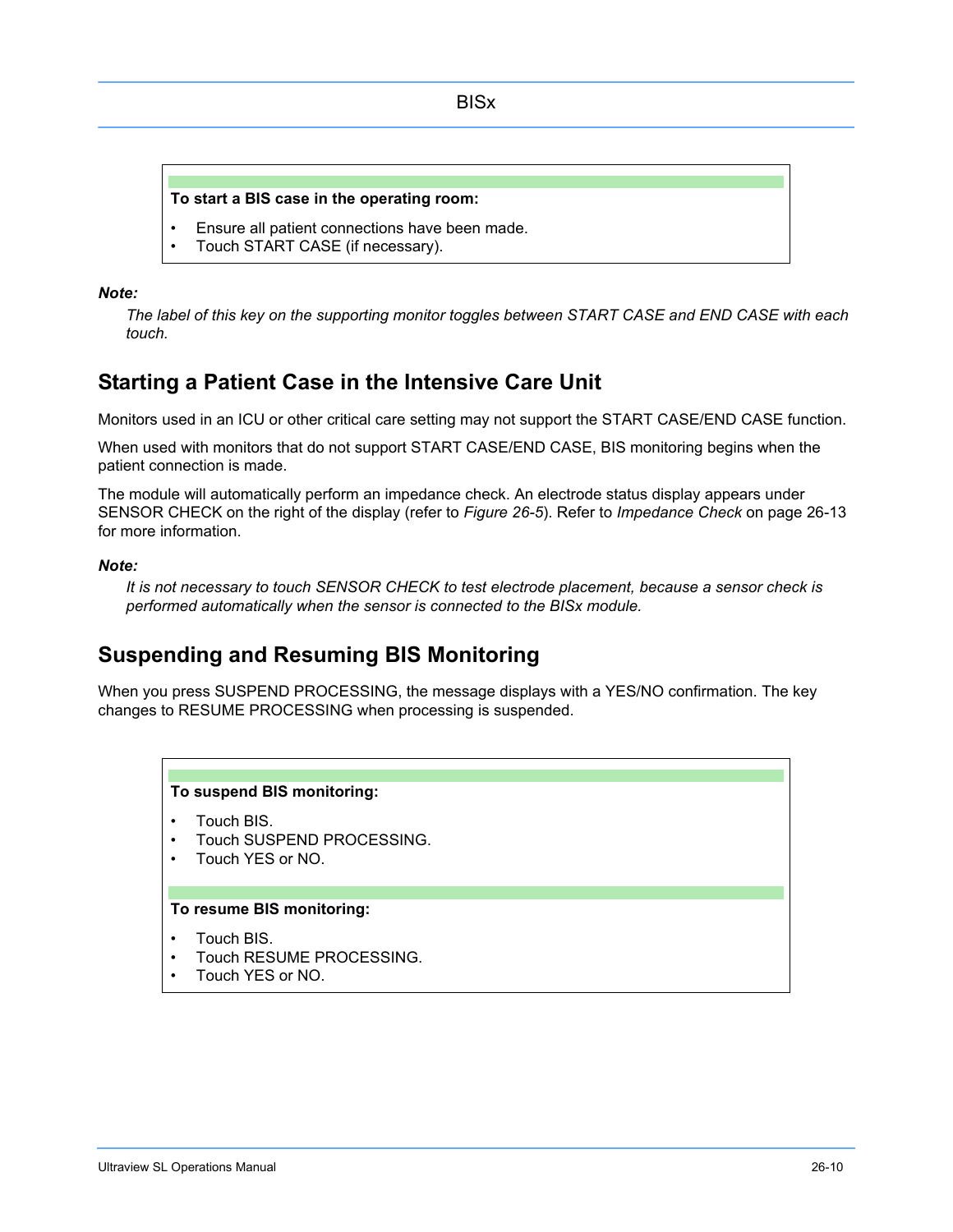**To start a BIS case in the operating room:**

- Ensure all patient connections have been made.
- Touch START CASE (if necessary).

***Note:***

*The label of this key on the supporting monitor toggles between START CASE and END CASE with each touch.*

## Starting a Patient Case in the Intensive Care Unit

Monitors used in an ICU or other critical care setting may not support the START CASE/END CASE function.

When used with monitors that do not support START CASE/END CASE, BIS monitoring begins when the patient connection is made.

The module will automatically perform an impedance check. An electrode status display appears under SENSOR CHECK on the right of the display (refer to *Figure 26-5*). Refer to *Impedance Check* on page 26-13 for more information.

***Note:***

*It is not necessary to touch SENSOR CHECK to test electrode placement, because a sensor check is performed automatically when the sensor is connected to the BISx module.*

## Suspending and Resuming BIS Monitoring

When you press SUSPEND PROCESSING, the message displays with a YES/NO confirmation. The key changes to RESUME PROCESSING when processing is suspended.

**To suspend BIS monitoring:**

- Touch BIS.
- Touch SUSPEND PROCESSING.
- Touch YES or NO.

**To resume BIS monitoring:**

- Touch BIS.
- Touch RESUME PROCESSING.
- Touch YES or NO.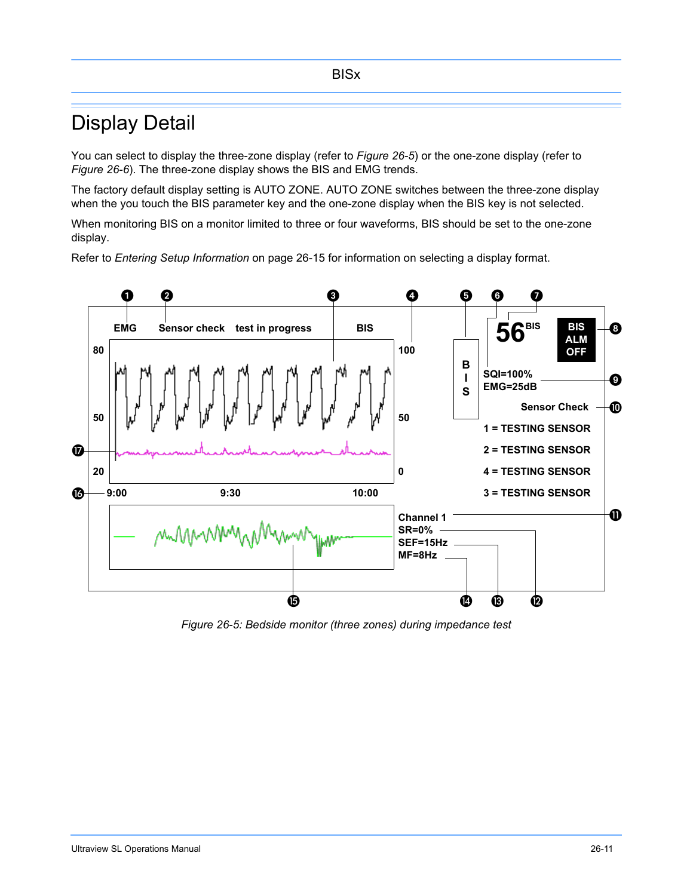# Display Detail

You can select to display the three-zone display (refer to *Figure 26-5*) or the one-zone display (refer to *Figure 26-6*). The three-zone display shows the BIS and EMG trends.

The factory default display setting is AUTO ZONE. AUTO ZONE switches between the three-zone display when the you touch the BIS parameter key and the one-zone display when the BIS key is not selected.

When monitoring BIS on a monitor limited to three or four waveforms, BIS should be set to the one-zone display.

Refer to *Entering Setup Information* on page 26-15 for information on selecting a display format.

*Figure 26-5: Bedside monitor (three zones) during impedance test*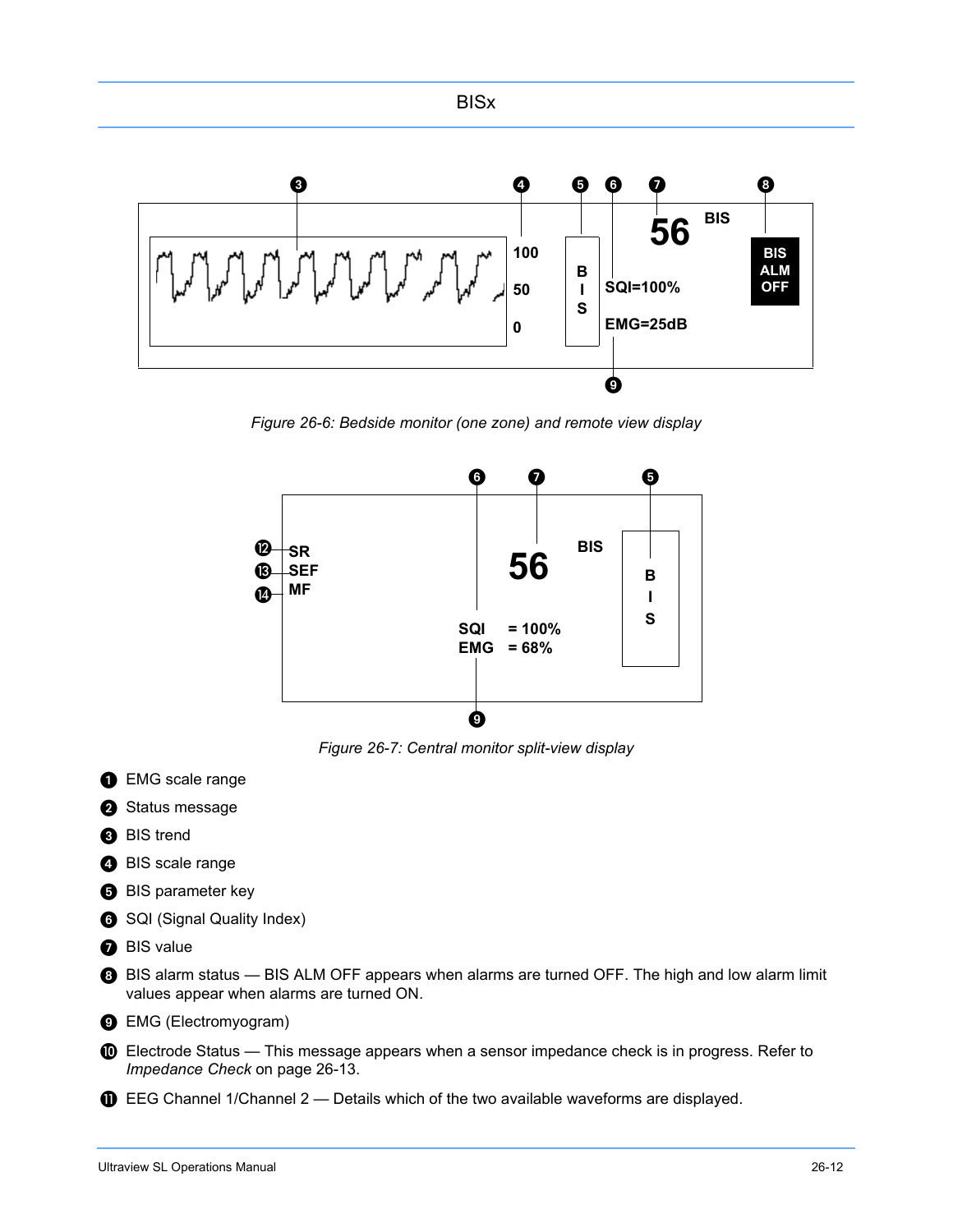Figure 26-6: Bedside monitor (one zone) and remote view display

Figure 26-7: Central monitor split-view display

1. EMG scale range
2. Status message
3. BIS trend
4. BIS scale range
5. BIS parameter key
6. SQI (Signal Quality Index)
7. BIS value
8. BIS alarm status — BIS ALM OFF appears when alarms are turned OFF. The high and low alarm limit values appear when alarms are turned ON.
9. EMG (Electromyogram)
10. Electrode Status — This message appears when a sensor impedance check is in progress. Refer to *Impedance Check* on page 26-13.
11. EEG Channel 1/Channel 2 — Details which of the two available waveforms are displayed.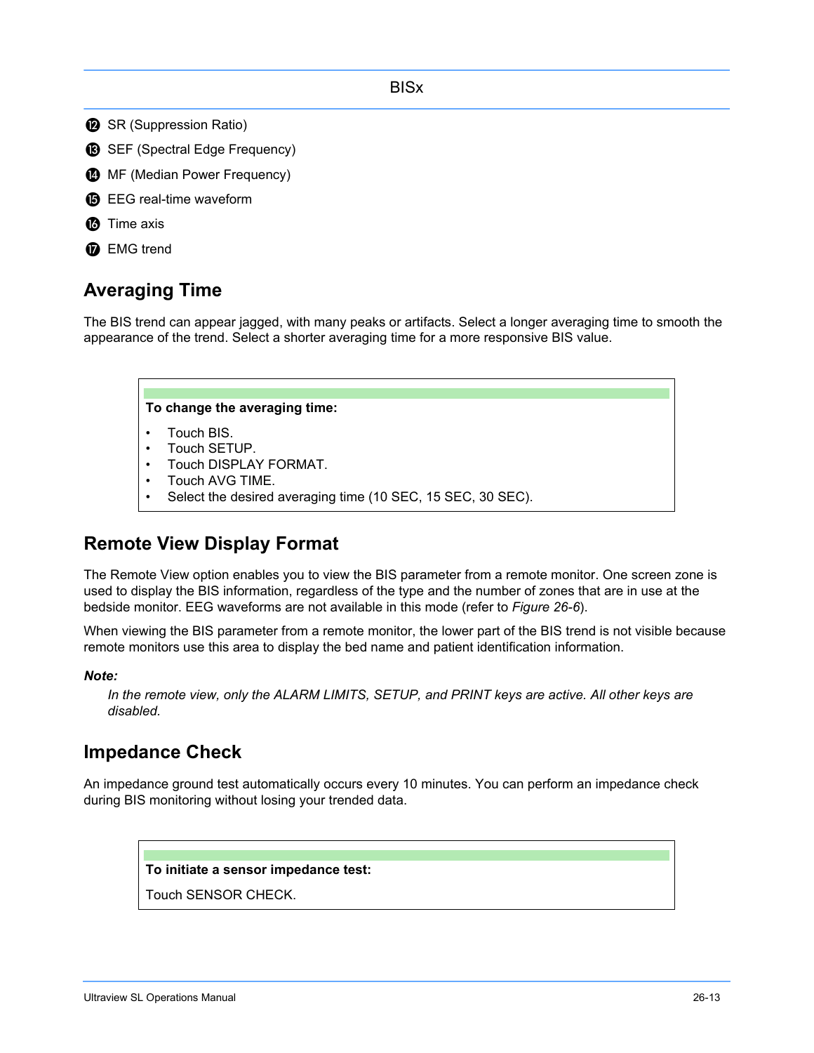⓬ SR (Suppression Ratio)

⓭ SEF (Spectral Edge Frequency)

⓮ MF (Median Power Frequency)

⓯ EEG real-time waveform

⓰ Time axis

⓱ EMG trend

## Averaging Time

The BIS trend can appear jagged, with many peaks or artifacts. Select a longer averaging time to smooth the appearance of the trend. Select a shorter averaging time for a more responsive BIS value.

**To change the averaging time:**

- Touch BIS.
- Touch SETUP.
- Touch DISPLAY FORMAT.
- Touch AVG TIME.
- Select the desired averaging time (10 SEC, 15 SEC, 30 SEC).

## Remote View Display Format

The Remote View option enables you to view the BIS parameter from a remote monitor. One screen zone is used to display the BIS information, regardless of the type and the number of zones that are in use at the bedside monitor. EEG waveforms are not available in this mode (refer to *Figure 26-6*).

When viewing the BIS parameter from a remote monitor, the lower part of the BIS trend is not visible because remote monitors use this area to display the bed name and patient identification information.

***Note:***

*In the remote view, only the ALARM LIMITS, SETUP, and PRINT keys are active. All other keys are disabled.*

## Impedance Check

An impedance ground test automatically occurs every 10 minutes. You can perform an impedance check during BIS monitoring without losing your trended data.

**To initiate a sensor impedance test:**

Touch SENSOR CHECK.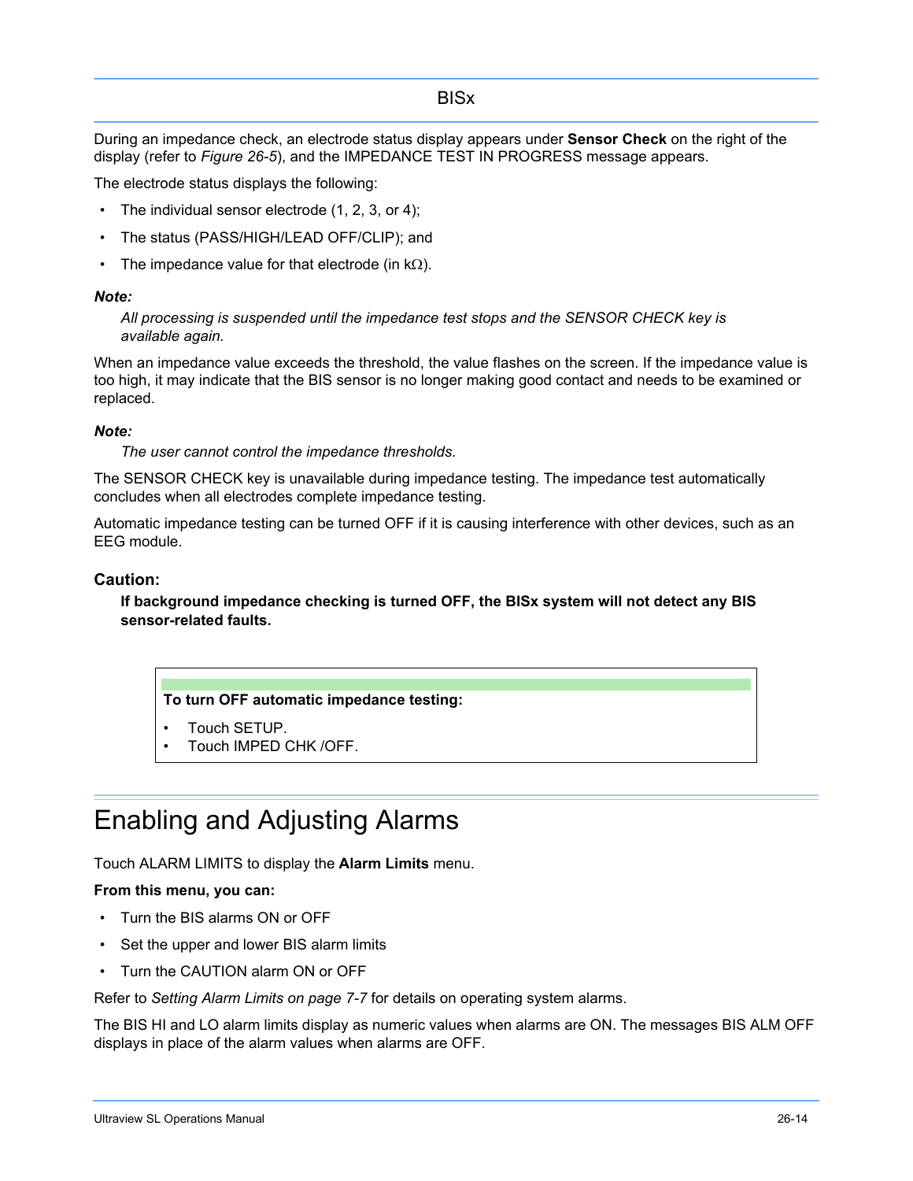During an impedance check, an electrode status display appears under **Sensor Check** on the right of the display (refer to *Figure 26-5*), and the IMPEDANCE TEST IN PROGRESS message appears.

The electrode status displays the following:

- The individual sensor electrode (1, 2, 3, or 4);
- The status (PASS/HIGH/LEAD OFF/CLIP); and
- The impedance value for that electrode (in kΩ).

***Note:***

*All processing is suspended until the impedance test stops and the SENSOR CHECK key is available again.*

When an impedance value exceeds the threshold, the value flashes on the screen. If the impedance value is too high, it may indicate that the BIS sensor is no longer making good contact and needs to be examined or replaced.

***Note:***

*The user cannot control the impedance thresholds.*

The SENSOR CHECK key is unavailable during impedance testing. The impedance test automatically concludes when all electrodes complete impedance testing.

Automatic impedance testing can be turned OFF if it is causing interference with other devices, such as an EEG module.

### Caution:

**If background impedance checking is turned OFF, the BISx system will not detect any BIS sensor-related faults.**

**To turn OFF automatic impedance testing:**

- Touch SETUP.
- Touch IMPED CHK /OFF.

# Enabling and Adjusting Alarms

Touch ALARM LIMITS to display the **Alarm Limits** menu.

**From this menu, you can:**

- Turn the BIS alarms ON or OFF
- Set the upper and lower BIS alarm limits
- Turn the CAUTION alarm ON or OFF

Refer to *Setting Alarm Limits on page 7-7* for details on operating system alarms.

The BIS HI and LO alarm limits display as numeric values when alarms are ON. The messages BIS ALM OFF displays in place of the alarm values when alarms are OFF.